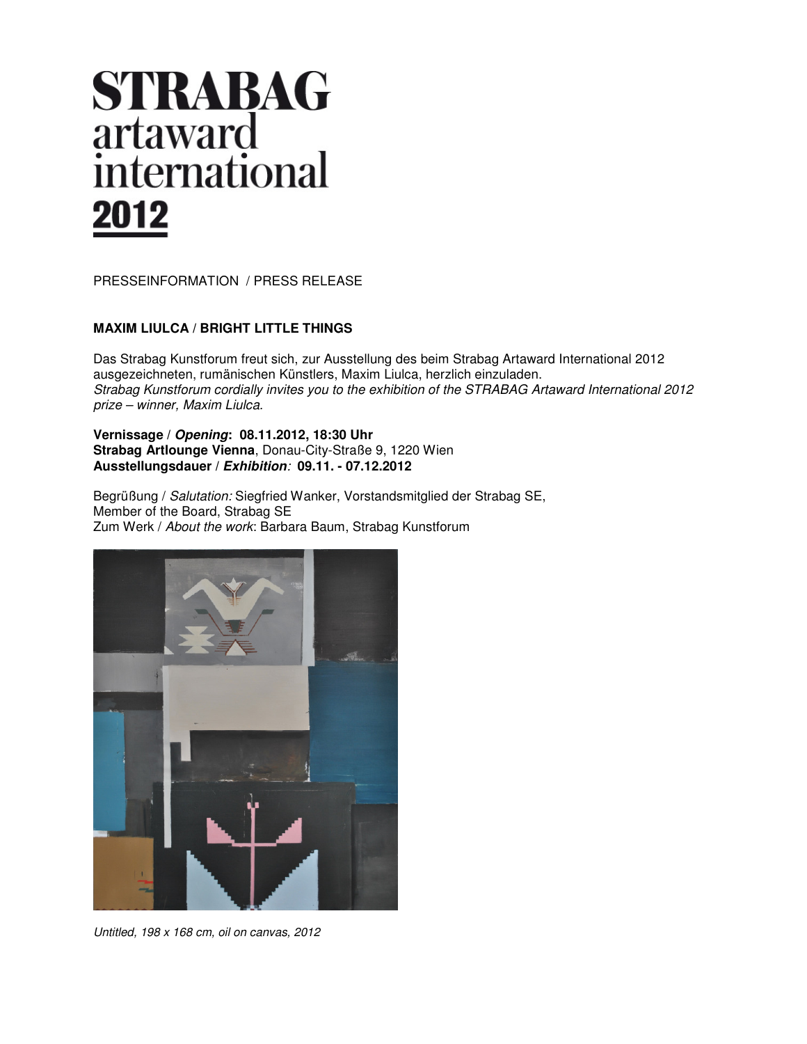# STRABAG artaward international 2012

PRESSEINFORMATION / PRESS RELEASE

**MAXIM LIULCA / BRIGHT LITTLE THINGS**

Das Strabag Kunstforum freut sich, zur Ausstellung des beim Strabag Artaward International 2012 ausgezeichneten, rumänischen Künstlers, Maxim Liulca, herzlich einzuladen.
*Strabag Kunstforum cordially invites you to the exhibition of the STRABAG Artaward International 2012 prize – winner, Maxim Liulca.*

**Vernissage / *Opening*: 08.11.2012, 18:30 Uhr**
**Strabag Artlounge Vienna**, Donau-City-Straße 9, 1220 Wien
**Ausstellungsdauer / *Exhibition*: 09.11. - 07.12.2012**

Begrüßung / *Salutation:* Siegfried Wanker, Vorstandsmitglied der Strabag SE, Member of the Board, Strabag SE
Zum Werk / *About the work*: Barbara Baum, Strabag Kunstforum

*Untitled, 198 x 168 cm, oil on canvas, 2012*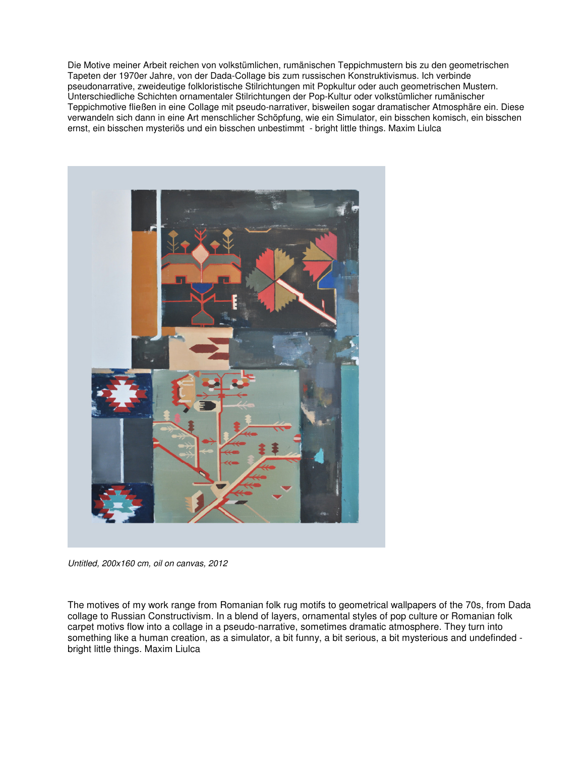Die Motive meiner Arbeit reichen von volkstümlichen, rumänischen Teppichmustern bis zu den geometrischen Tapeten der 1970er Jahre, von der Dada-Collage bis zum russischen Konstruktivismus. Ich verbinde pseudonarrative, zweideutige folkloristische Stilrichtungen mit Popkultur oder auch geometrischen Mustern. Unterschiedliche Schichten ornamentaler Stilrichtungen der Pop-Kultur oder volkstümlicher rumänischer Teppichmotive fließen in eine Collage mit pseudo-narrativer, bisweilen sogar dramatischer Atmosphäre ein. Diese verwandeln sich dann in eine Art menschlicher Schöpfung, wie ein Simulator, ein bisschen komisch, ein bisschen ernst, ein bisschen mysteriös und ein bisschen unbestimmt - bright little things. Maxim Liulca

*Untitled, 200x160 cm, oil on canvas, 2012*

The motives of my work range from Romanian folk rug motifs to geometrical wallpapers of the 70s, from Dada collage to Russian Constructivism. In a blend of layers, ornamental styles of pop culture or Romanian folk carpet motivs flow into a collage in a pseudo-narrative, sometimes dramatic atmosphere. They turn into something like a human creation, as a simulator, a bit funny, a bit serious, a bit mysterious and undefinded - bright little things. Maxim Liulca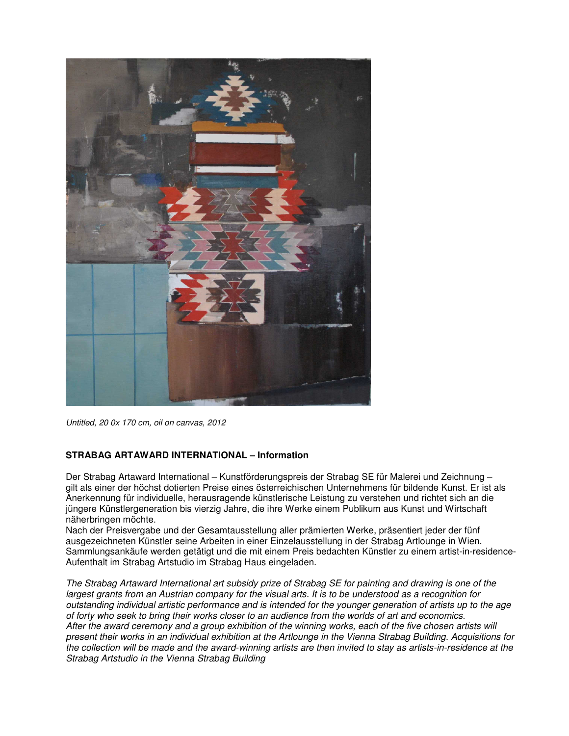*Untitled, 20 0x 170 cm, oil on canvas, 2012*

**STRABAG ARTAWARD INTERNATIONAL – Information**

Der Strabag Artaward International – Kunstförderungspreis der Strabag SE für Malerei und Zeichnung – gilt als einer der höchst dotierten Preise eines österreichischen Unternehmens für bildende Kunst. Er ist als Anerkennung für individuelle, herausragende künstlerische Leistung zu verstehen und richtet sich an die jüngere Künstlergeneration bis vierzig Jahre, die ihre Werke einem Publikum aus Kunst und Wirtschaft näherbringen möchte.
Nach der Preisvergabe und der Gesamtausstellung aller prämierten Werke, präsentiert jeder der fünf ausgezeichneten Künstler seine Arbeiten in einer Einzelausstellung in der Strabag Artlounge in Wien. Sammlungsankäufe werden getätigt und die mit einem Preis bedachten Künstler zu einem artist-in-residence-Aufenthalt im Strabag Artstudio im Strabag Haus eingeladen.

*The Strabag Artaward International art subsidy prize of Strabag SE for painting and drawing is one of the largest grants from an Austrian company for the visual arts. It is to be understood as a recognition for outstanding individual artistic performance and is intended for the younger generation of artists up to the age of forty who seek to bring their works closer to an audience from the worlds of art and economics.*
*After the award ceremony and a group exhibition of the winning works, each of the five chosen artists will present their works in an individual exhibition at the Artlounge in the Vienna Strabag Building. Acquisitions for the collection will be made and the award-winning artists are then invited to stay as artists-in-residence at the Strabag Artstudio in the Vienna Strabag Building*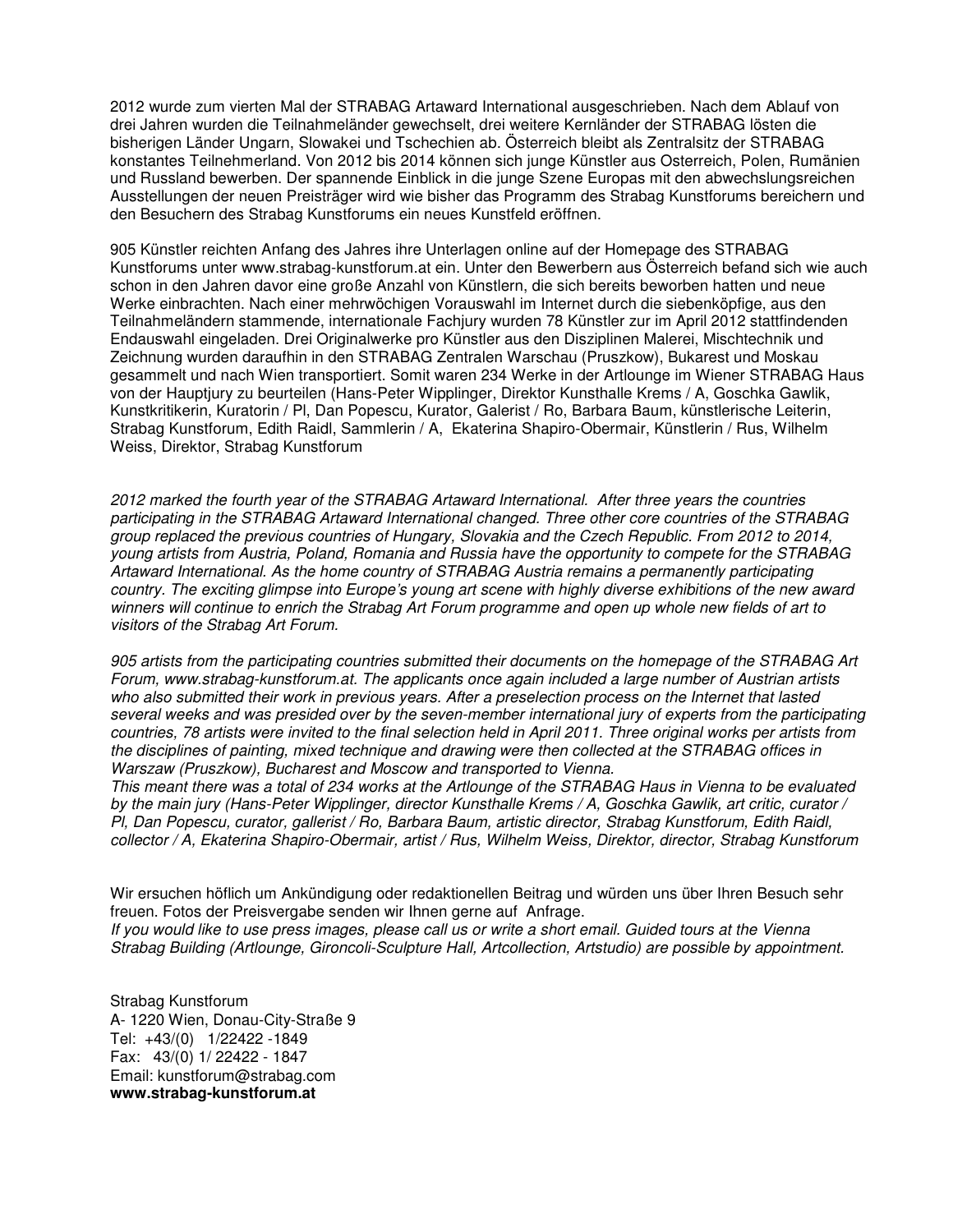2012 wurde zum vierten Mal der STRABAG Artaward International ausgeschrieben. Nach dem Ablauf von drei Jahren wurden die Teilnahmeländer gewechselt, drei weitere Kernländer der STRABAG lösten die bisherigen Länder Ungarn, Slowakei und Tschechien ab. Österreich bleibt als Zentralsitz der STRABAG konstantes Teilnehmerland. Von 2012 bis 2014 können sich junge Künstler aus Osterreich, Polen, Rumänien und Russland bewerben. Der spannende Einblick in die junge Szene Europas mit den abwechslungsreichen Ausstellungen der neuen Preisträger wird wie bisher das Programm des Strabag Kunstforums bereichern und den Besuchern des Strabag Kunstforums ein neues Kunstfeld eröffnen.

905 Künstler reichten Anfang des Jahres ihre Unterlagen online auf der Homepage des STRABAG Kunstforums unter www.strabag-kunstforum.at ein. Unter den Bewerbern aus Österreich befand sich wie auch schon in den Jahren davor eine große Anzahl von Künstlern, die sich bereits beworben hatten und neue Werke einbrachten. Nach einer mehrwöchigen Vorauswahl im Internet durch die siebenköpfige, aus den Teilnahmeländern stammende, internationale Fachjury wurden 78 Künstler zur im April 2012 stattfindenden Endauswahl eingeladen. Drei Originalwerke pro Künstler aus den Disziplinen Malerei, Mischtechnik und Zeichnung wurden daraufhin in den STRABAG Zentralen Warschau (Pruszkow), Bukarest und Moskau gesammelt und nach Wien transportiert. Somit waren 234 Werke in der Artlounge im Wiener STRABAG Haus von der Hauptjury zu beurteilen (Hans-Peter Wipplinger, Direktor Kunsthalle Krems / A, Goschka Gawlik, Kunstkritikerin, Kuratorin / Pl, Dan Popescu, Kurator, Galerist / Ro, Barbara Baum, künstlerische Leiterin, Strabag Kunstforum, Edith Raidl, Sammlerin / A, Ekaterina Shapiro-Obermair, Künstlerin / Rus, Wilhelm Weiss, Direktor, Strabag Kunstforum

*2012 marked the fourth year of the STRABAG Artaward International. After three years the countries participating in the STRABAG Artaward International changed. Three other core countries of the STRABAG group replaced the previous countries of Hungary, Slovakia and the Czech Republic. From 2012 to 2014, young artists from Austria, Poland, Romania and Russia have the opportunity to compete for the STRABAG Artaward International. As the home country of STRABAG Austria remains a permanently participating country. The exciting glimpse into Europe's young art scene with highly diverse exhibitions of the new award winners will continue to enrich the Strabag Art Forum programme and open up whole new fields of art to visitors of the Strabag Art Forum.*

*905 artists from the participating countries submitted their documents on the homepage of the STRABAG Art Forum, www.strabag-kunstforum.at. The applicants once again included a large number of Austrian artists who also submitted their work in previous years. After a preselection process on the Internet that lasted several weeks and was presided over by the seven-member international jury of experts from the participating countries, 78 artists were invited to the final selection held in April 2011. Three original works per artists from the disciplines of painting, mixed technique and drawing were then collected at the STRABAG offices in Warszaw (Pruszkow), Bucharest and Moscow and transported to Vienna.*
*This meant there was a total of 234 works at the Artlounge of the STRABAG Haus in Vienna to be evaluated by the main jury (Hans-Peter Wipplinger, director Kunsthalle Krems / A, Goschka Gawlik, art critic, curator / Pl, Dan Popescu, curator, gallerist / Ro, Barbara Baum, artistic director, Strabag Kunstforum, Edith Raidl, collector / A, Ekaterina Shapiro-Obermair, artist / Rus, Wilhelm Weiss, Direktor, director, Strabag Kunstforum*

Wir ersuchen höflich um Ankündigung oder redaktionellen Beitrag und würden uns über Ihren Besuch sehr freuen. Fotos der Preisvergabe senden wir Ihnen gerne auf Anfrage.
*If you would like to use press images, please call us or write a short email. Guided tours at the Vienna Strabag Building (Artlounge, Gironcoli-Sculpture Hall, Artcollection, Artstudio) are possible by appointment.*

Strabag Kunstforum
A- 1220 Wien, Donau-City-Straße 9
Tel: +43/(0) 1/22422 -1849
Fax: 43/(0) 1/ 22422 - 1847
Email: kunstforum@strabag.com
**www.strabag-kunstforum.at**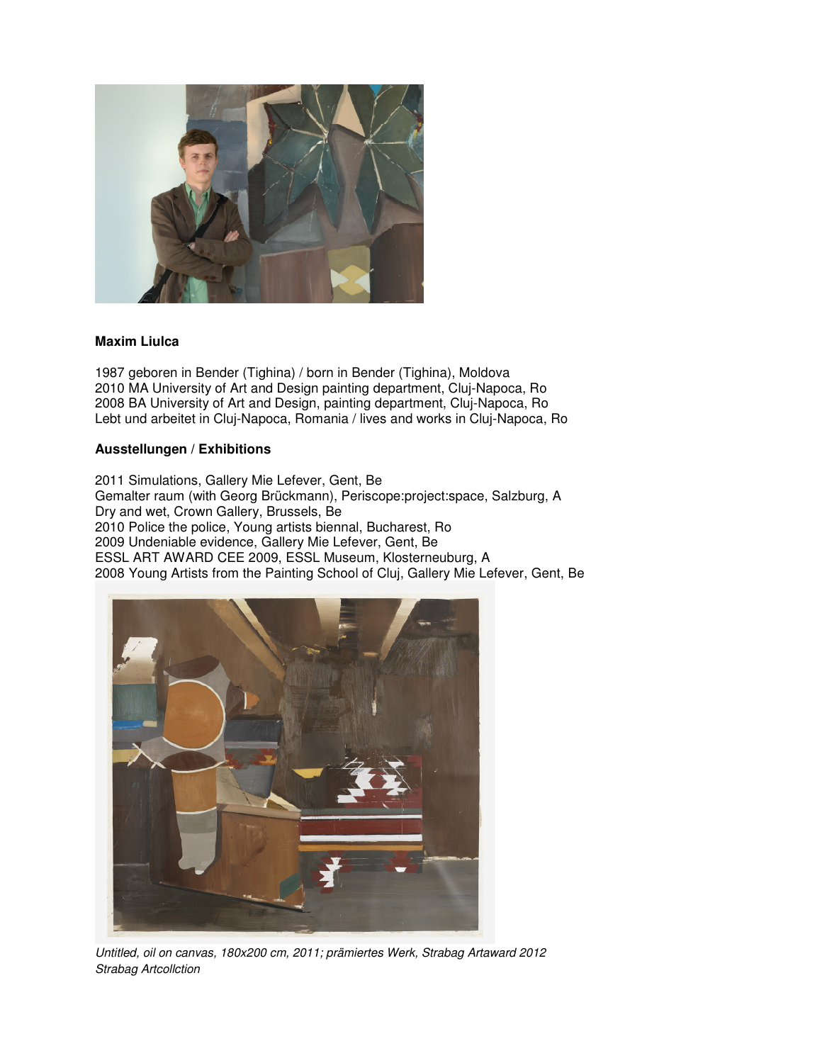**Maxim Liulca**

1987 geboren in Bender (Tighina) / born in Bender (Tighina), Moldova
2010 MA University of Art and Design painting department, Cluj-Napoca, Ro
2008 BA University of Art and Design, painting department, Cluj-Napoca, Ro
Lebt und arbeitet in Cluj-Napoca, Romania / lives and works in Cluj-Napoca, Ro

**Ausstellungen / Exhibitions**

2011 Simulations, Gallery Mie Lefever, Gent, Be
Gemalter raum (with Georg Brückmann), Periscope:project:space, Salzburg, A
Dry and wet, Crown Gallery, Brussels, Be
2010 Police the police, Young artists biennal, Bucharest, Ro
2009 Undeniable evidence, Gallery Mie Lefever, Gent, Be
ESSL ART AWARD CEE 2009, ESSL Museum, Klosterneuburg, A
2008 Young Artists from the Painting School of Cluj, Gallery Mie Lefever, Gent, Be

*Untitled, oil on canvas, 180x200 cm, 2011; prämiertes Werk, Strabag Artaward 2012*
*Strabag Artcollction*